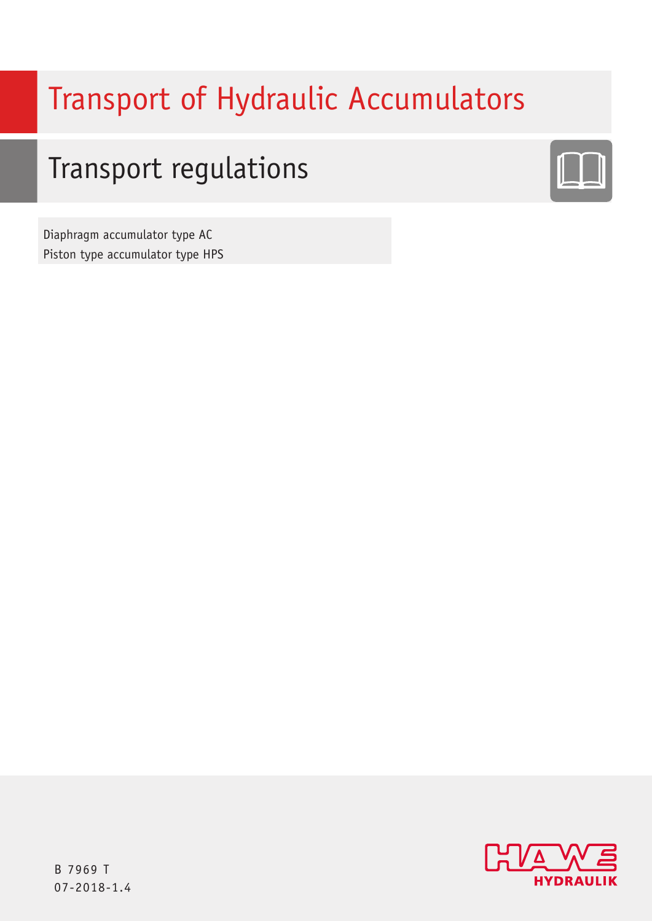# Transport of Hydraulic Accumulators

## Transport regulations

Diaphragm accumulator type AC
Piston type accumulator type HPS

B 7969 T
07-2018-1.4

HAWE HYDRAULIK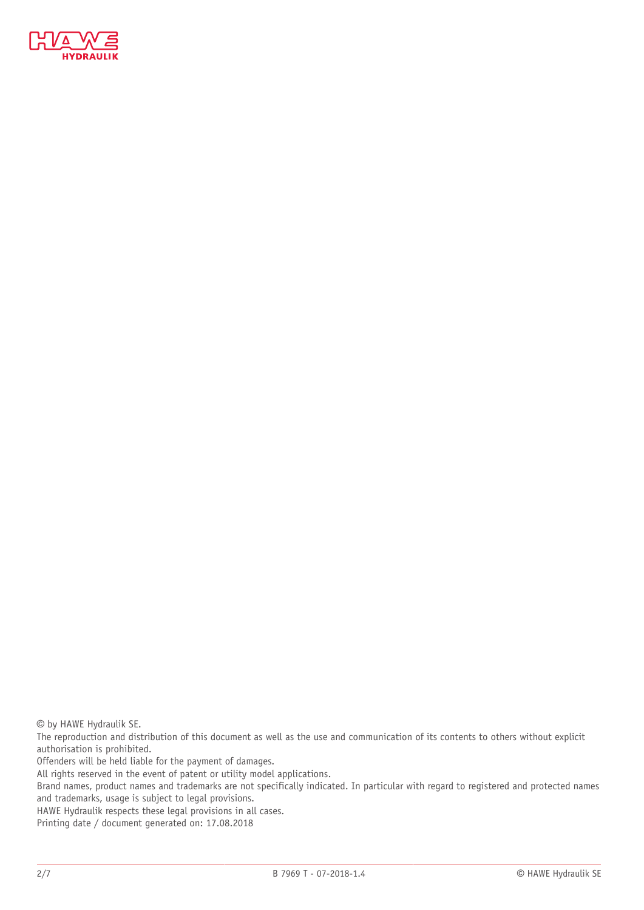© by HAWE Hydraulik SE.

The reproduction and distribution of this document as well as the use and communication of its contents to others without explicit authorisation is prohibited.

Offenders will be held liable for the payment of damages.

All rights reserved in the event of patent or utility model applications.

Brand names, product names and trademarks are not specifically indicated. In particular with regard to registered and protected names and trademarks, usage is subject to legal provisions.

HAWE Hydraulik respects these legal provisions in all cases.

Printing date / document generated on: 17.08.2018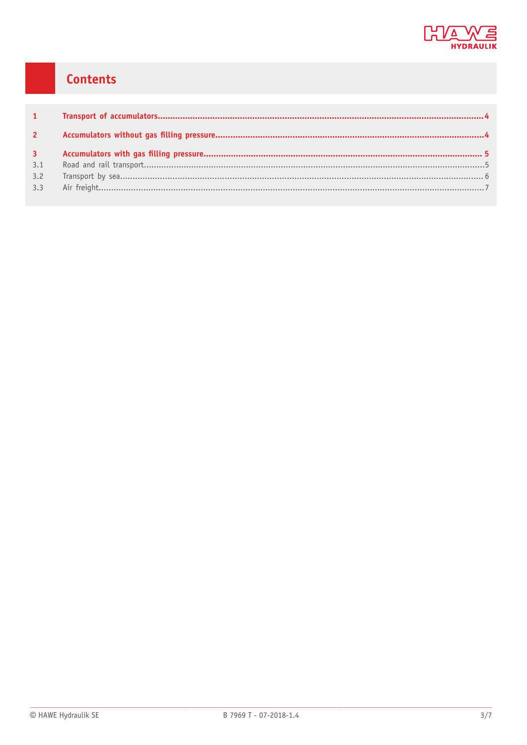# Contents

| | | |
|---|---|---|
| **1** | **Transport of accumulators** | **4** |
| **2** | **Accumulators without gas filling pressure** | **4** |
| **3** | **Accumulators with gas filling pressure** | **5** |
| 3.1 | Road and rail transport | 5 |
| 3.2 | Transport by sea | 6 |
| 3.3 | Air freight | 7 |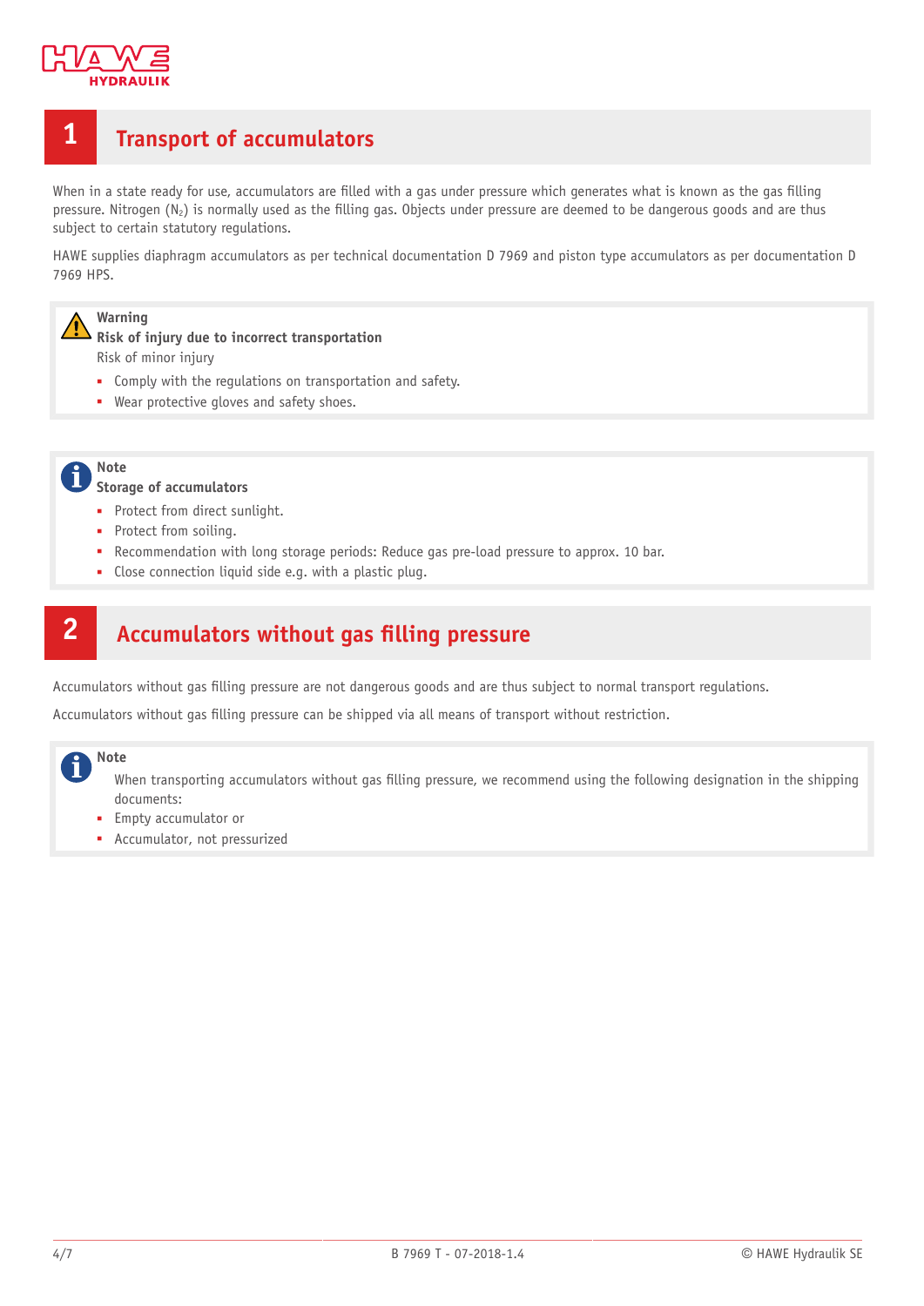# 1 Transport of accumulators

When in a state ready for use, accumulators are filled with a gas under pressure which generates what is known as the gas filling pressure. Nitrogen ($N_2$) is normally used as the filling gas. Objects under pressure are deemed to be dangerous goods and are thus subject to certain statutory regulations.

HAWE supplies diaphragm accumulators as per technical documentation D 7969 and piston type accumulators as per documentation D 7969 HPS.

> **Warning**
> **Risk of injury due to incorrect transportation**
> Risk of minor injury
> - Comply with the regulations on transportation and safety.
> - Wear protective gloves and safety shoes.

> **Note**
> **Storage of accumulators**
> - Protect from direct sunlight.
> - Protect from soiling.
> - Recommendation with long storage periods: Reduce gas pre-load pressure to approx. 10 bar.
> - Close connection liquid side e.g. with a plastic plug.

# 2 Accumulators without gas filling pressure

Accumulators without gas filling pressure are not dangerous goods and are thus subject to normal transport regulations.

Accumulators without gas filling pressure can be shipped via all means of transport without restriction.

> **Note**
> When transporting accumulators without gas filling pressure, we recommend using the following designation in the shipping documents:
> - Empty accumulator or
> - Accumulator, not pressurized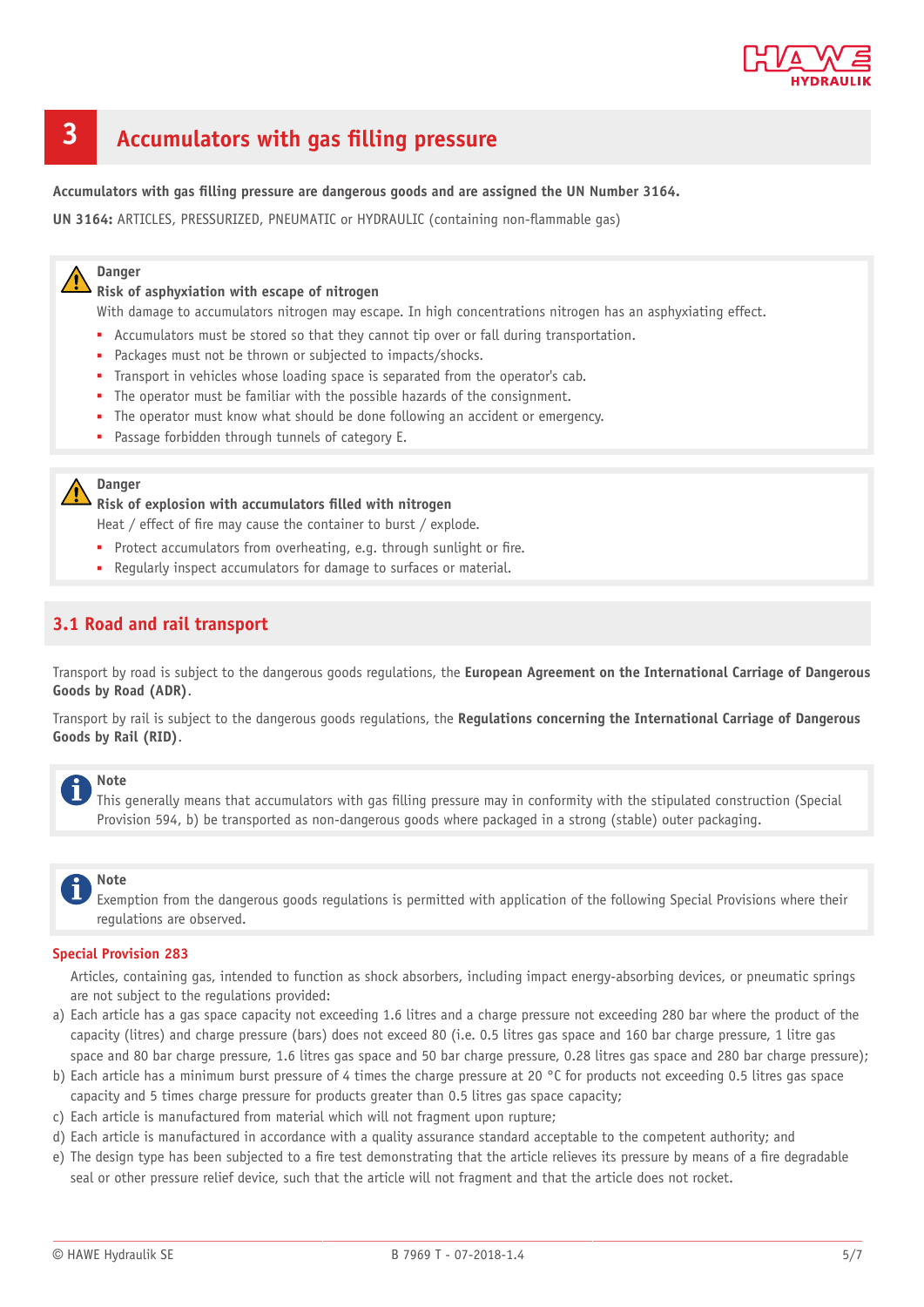# 3 Accumulators with gas filling pressure

**Accumulators with gas filling pressure are dangerous goods and are assigned the UN Number 3164.**

**UN 3164:** ARTICLES, PRESSURIZED, PNEUMATIC or HYDRAULIC (containing non-flammable gas)

> **Danger**
> **Risk of asphyxiation with escape of nitrogen**
> With damage to accumulators nitrogen may escape. In high concentrations nitrogen has an asphyxiating effect.
> - Accumulators must be stored so that they cannot tip over or fall during transportation.
> - Packages must not be thrown or subjected to impacts/shocks.
> - Transport in vehicles whose loading space is separated from the operator's cab.
> - The operator must be familiar with the possible hazards of the consignment.
> - The operator must know what should be done following an accident or emergency.
> - Passage forbidden through tunnels of category E.

> **Danger**
> **Risk of explosion with accumulators filled with nitrogen**
> Heat / effect of fire may cause the container to burst / explode.
> - Protect accumulators from overheating, e.g. through sunlight or fire.
> - Regularly inspect accumulators for damage to surfaces or material.

## 3.1 Road and rail transport

Transport by road is subject to the dangerous goods regulations, the **European Agreement on the International Carriage of Dangerous Goods by Road (ADR)**.

Transport by rail is subject to the dangerous goods regulations, the **Regulations concerning the International Carriage of Dangerous Goods by Rail (RID)**.

> **Note**
> This generally means that accumulators with gas filling pressure may in conformity with the stipulated construction (Special Provision 594, b) be transported as non-dangerous goods where packaged in a strong (stable) outer packaging.

> **Note**
> Exemption from the dangerous goods regulations is permitted with application of the following Special Provisions where their regulations are observed.

### Special Provision 283

Articles, containing gas, intended to function as shock absorbers, including impact energy-absorbing devices, or pneumatic springs are not subject to the regulations provided:

a) Each article has a gas space capacity not exceeding 1.6 litres and a charge pressure not exceeding 280 bar where the product of the capacity (litres) and charge pressure (bars) does not exceed 80 (i.e. 0.5 litres gas space and 160 bar charge pressure, 1 litre gas space and 80 bar charge pressure, 1.6 litres gas space and 50 bar charge pressure, 0.28 litres gas space and 280 bar charge pressure);

b) Each article has a minimum burst pressure of 4 times the charge pressure at 20 °C for products not exceeding 0.5 litres gas space capacity and 5 times charge pressure for products greater than 0.5 litres gas space capacity;

c) Each article is manufactured from material which will not fragment upon rupture;

d) Each article is manufactured in accordance with a quality assurance standard acceptable to the competent authority; and

e) The design type has been subjected to a fire test demonstrating that the article relieves its pressure by means of a fire degradable seal or other pressure relief device, such that the article will not fragment and that the article does not rocket.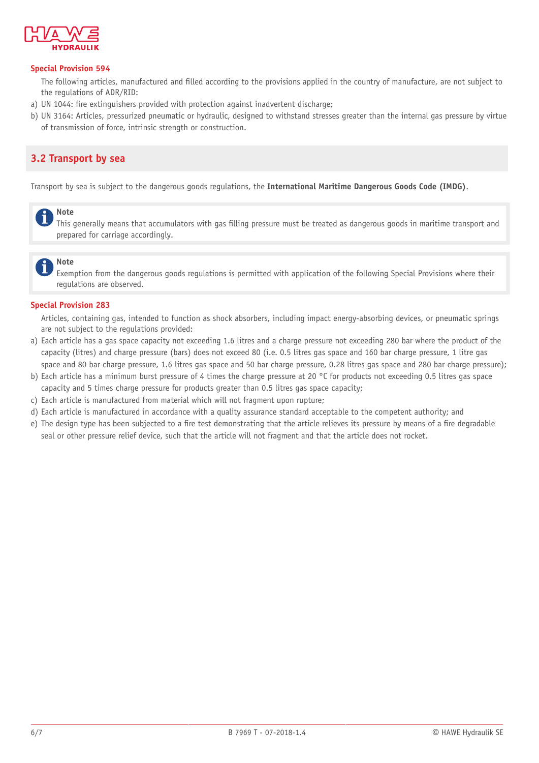### Special Provision 594

The following articles, manufactured and filled according to the provisions applied in the country of manufacture, are not subject to the regulations of ADR/RID:

a) UN 1044: fire extinguishers provided with protection against inadvertent discharge;
b) UN 3164: Articles, pressurized pneumatic or hydraulic, designed to withstand stresses greater than the internal gas pressure by virtue of transmission of force, intrinsic strength or construction.

## 3.2 Transport by sea

Transport by sea is subject to the dangerous goods regulations, the **International Maritime Dangerous Goods Code (IMDG)**.

> **Note**
> This generally means that accumulators with gas filling pressure must be treated as dangerous goods in maritime transport and prepared for carriage accordingly.

> **Note**
> Exemption from the dangerous goods regulations is permitted with application of the following Special Provisions where their regulations are observed.

### Special Provision 283

Articles, containing gas, intended to function as shock absorbers, including impact energy-absorbing devices, or pneumatic springs are not subject to the regulations provided:

a) Each article has a gas space capacity not exceeding 1.6 litres and a charge pressure not exceeding 280 bar where the product of the capacity (litres) and charge pressure (bars) does not exceed 80 (i.e. 0.5 litres gas space and 160 bar charge pressure, 1 litre gas space and 80 bar charge pressure, 1.6 litres gas space and 50 bar charge pressure, 0.28 litres gas space and 280 bar charge pressure);
b) Each article has a minimum burst pressure of 4 times the charge pressure at 20 °C for products not exceeding 0.5 litres gas space capacity and 5 times charge pressure for products greater than 0.5 litres gas space capacity;
c) Each article is manufactured from material which will not fragment upon rupture;
d) Each article is manufactured in accordance with a quality assurance standard acceptable to the competent authority; and
e) The design type has been subjected to a fire test demonstrating that the article relieves its pressure by means of a fire degradable seal or other pressure relief device, such that the article will not fragment and that the article does not rocket.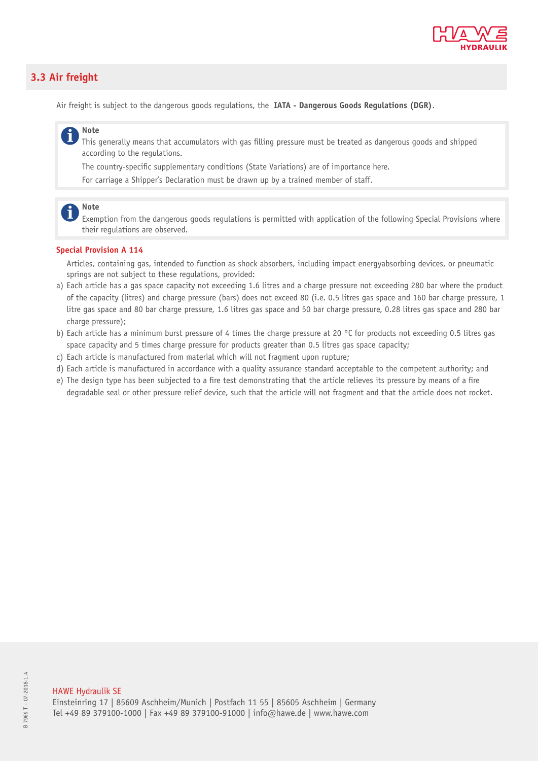## 3.3 Air freight

Air freight is subject to the dangerous goods regulations, the **IATA - Dangerous Goods Regulations (DGR)**.

**Note**
This generally means that accumulators with gas filling pressure must be treated as dangerous goods and shipped according to the regulations.

The country-specific supplementary conditions (State Variations) are of importance here.

For carriage a Shipper's Declaration must be drawn up by a trained member of staff.

**Note**
Exemption from the dangerous goods regulations is permitted with application of the following Special Provisions where their regulations are observed.

**Special Provision A 114**

Articles, containing gas, intended to function as shock absorbers, including impact energyabsorbing devices, or pneumatic springs are not subject to these regulations, provided:

a) Each article has a gas space capacity not exceeding 1.6 litres and a charge pressure not exceeding 280 bar where the product of the capacity (litres) and charge pressure (bars) does not exceed 80 (i.e. 0.5 litres gas space and 160 bar charge pressure, 1 litre gas space and 80 bar charge pressure, 1.6 litres gas space and 50 bar charge pressure, 0.28 litres gas space and 280 bar charge pressure);
b) Each article has a minimum burst pressure of 4 times the charge pressure at 20 °C for products not exceeding 0.5 litres gas space capacity and 5 times charge pressure for products greater than 0.5 litres gas space capacity;
c) Each article is manufactured from material which will not fragment upon rupture;
d) Each article is manufactured in accordance with a quality assurance standard acceptable to the competent authority; and
e) The design type has been subjected to a fire test demonstrating that the article relieves its pressure by means of a fire degradable seal or other pressure relief device, such that the article will not fragment and that the article does not rocket.

HAWE Hydraulik SE
Einsteinring 17 | 85609 Aschheim/Munich | Postfach 11 55 | 85605 Aschheim | Germany
Tel +49 89 379100-1000 | Fax +49 89 379100-91000 | info@hawe.de | www.hawe.com